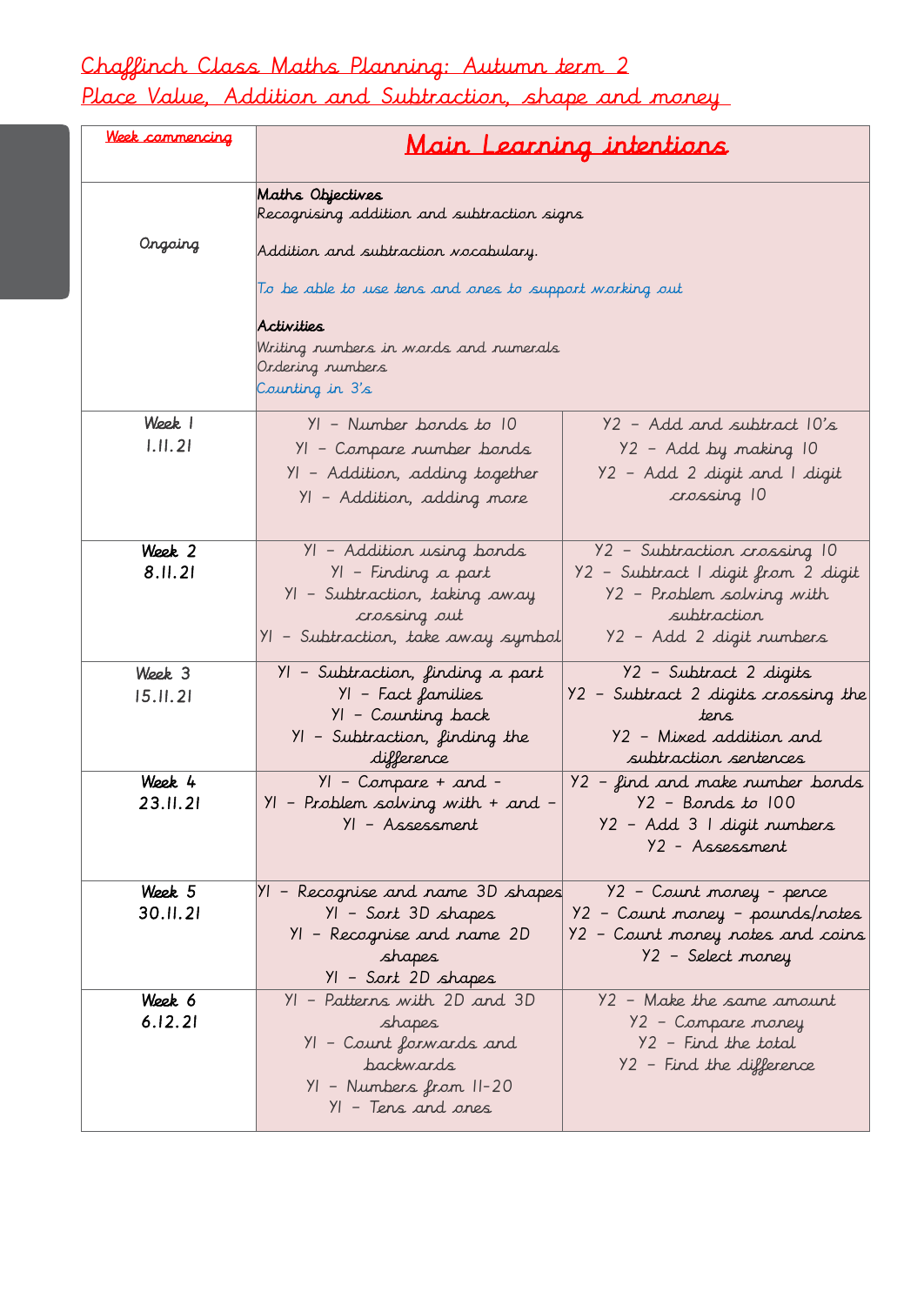# Chaffinch Class Maths Planning: Autumn term 2

## Place Value, Addition and Subtraction, shape and money

| Week commencing | Main Learning intentions | |
|---|---|---|
| Ongoing | **Maths Objectives**<br>Recognising addition and subtraction signs<br><br>Addition and subtraction vocabulary.<br><br>To be able to use tens and ones to support working out<br><br>**Activities**<br>Writing numbers in words and numerals<br>Ordering numbers<br>Counting in 3's | |
| Week 1<br>1.11.21 | Y1 – Number bonds to 10<br>Y1 – Compare number bonds<br>Y1 – Addition, adding together<br>Y1 – Addition, adding more | Y2 – Add and subtract 10's<br>Y2 – Add by making 10<br>Y2 – Add 2 digit and 1 digit crossing 10 |
| Week 2<br>8.11.21 | Y1 – Addition using bonds<br>Y1 – Finding a part<br>Y1 – Subtraction, taking away crossing out<br>Y1 – Subtraction, take away symbol | Y2 – Subtraction crossing 10<br>Y2 – Subtract 1 digit from 2 digit<br>Y2 – Problem solving with subtraction<br>Y2 – Add 2 digit numbers |
| Week 3<br>15.11.21 | Y1 – Subtraction, finding a part<br>Y1 – Fact families<br>Y1 – Counting back<br>Y1 – Subtraction, finding the difference | Y2 – Subtract 2 digits<br>Y2 – Subtract 2 digits crossing the tens<br>Y2 – Mixed addition and subtraction sentences |
| Week 4<br>23.11.21 | Y1 – Compare + and -<br>Y1 – Problem solving with + and -<br>Y1 – Assessment | Y2 – find and make number bonds<br>Y2 – Bonds to 100<br>Y2 – Add 3 1 digit numbers<br>Y2 – Assessment |
| Week 5<br>30.11.21 | Y1 – Recognise and name 3D shapes<br>Y1 – Sort 3D shapes<br>Y1 – Recognise and name 2D shapes<br>Y1 – Sort 2D shapes | Y2 – Count money – pence<br>Y2 – Count money – pounds/notes<br>Y2 – Count money notes and coins<br>Y2 – Select money |
| Week 6<br>6.12.21 | Y1 – Patterns with 2D and 3D shapes<br>Y1 – Count forwards and backwards<br>Y1 – Numbers from 11-20<br>Y1 – Tens and ones | Y2 – Make the same amount<br>Y2 – Compare money<br>Y2 – Find the total<br>Y2 – Find the difference |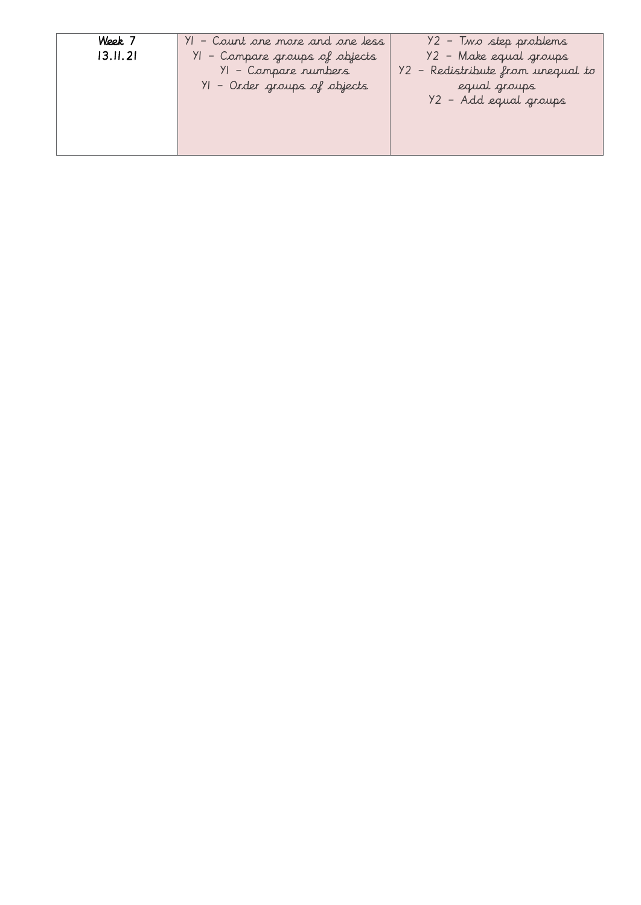| | | |
|---|---|---|
| Week 7<br>13.11.21 | Y1 – Count one more and one less<br>Y1 – Compare groups of objects<br>Y1 – Compare numbers<br>Y1 – Order groups of objects | Y2 – Two step problems<br>Y2 – Make equal groups<br>Y2 – Redistribute from unequal to equal groups<br>Y2 – Add equal groups |